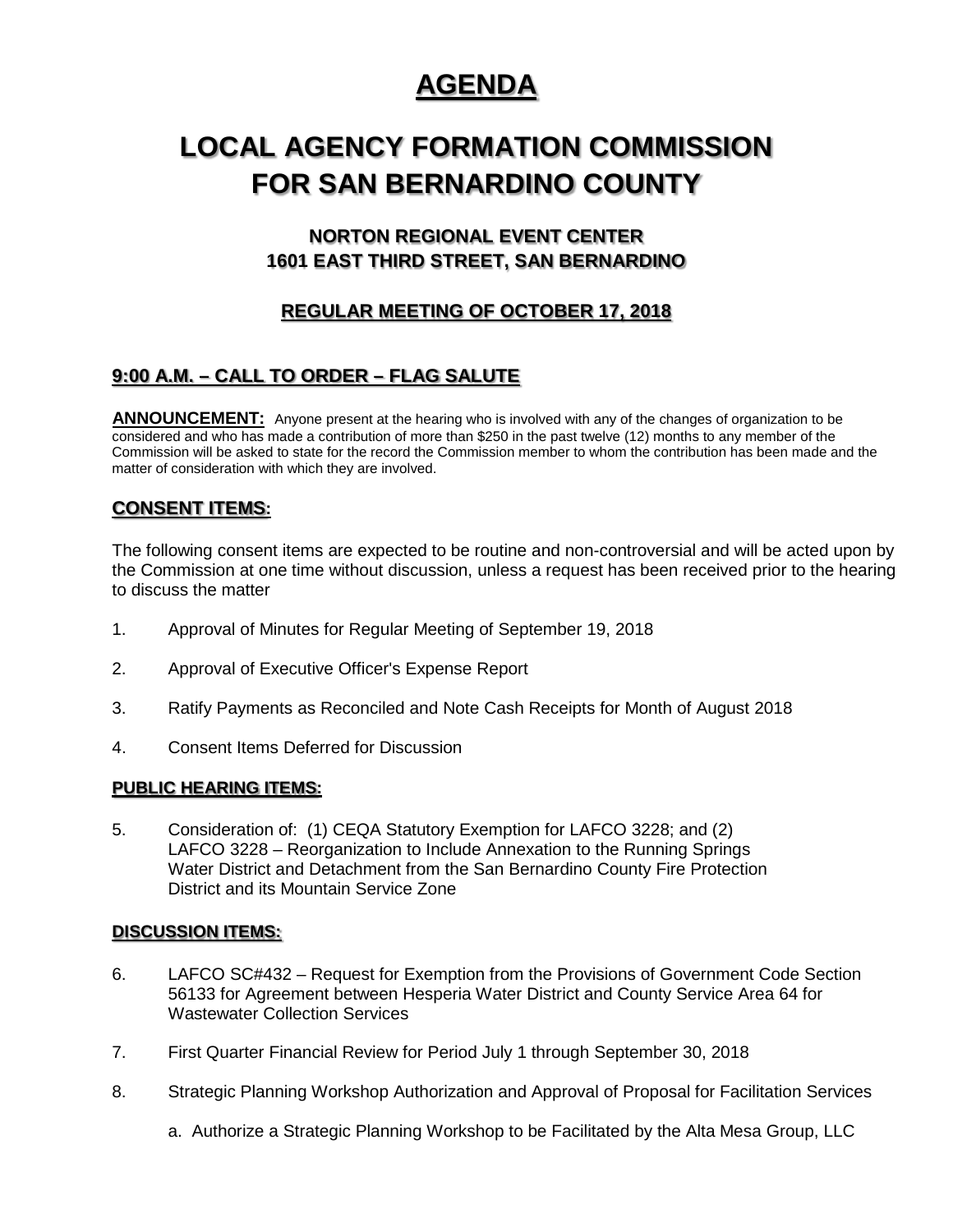# AGENDA

# LOCAL AGENCY FORMATION COMMISSION FOR SAN BERNARDINO COUNTY

### NORTON REGIONAL EVENT CENTER
### 1601 EAST THIRD STREET, SAN BERNARDINO

### REGULAR MEETING OF OCTOBER 17, 2018

## 9:00 A.M. – CALL TO ORDER – FLAG SALUTE

**ANNOUNCEMENT:** Anyone present at the hearing who is involved with any of the changes of organization to be considered and who has made a contribution of more than $250 in the past twelve (12) months to any member of the Commission will be asked to state for the record the Commission member to whom the contribution has been made and the matter of consideration with which they are involved.

## CONSENT ITEMS:

The following consent items are expected to be routine and non-controversial and will be acted upon by the Commission at one time without discussion, unless a request has been received prior to the hearing to discuss the matter

1. Approval of Minutes for Regular Meeting of September 19, 2018
2. Approval of Executive Officer's Expense Report
3. Ratify Payments as Reconciled and Note Cash Receipts for Month of August 2018
4. Consent Items Deferred for Discussion

## PUBLIC HEARING ITEMS:

5. Consideration of: (1) CEQA Statutory Exemption for LAFCO 3228; and (2) LAFCO 3228 – Reorganization to Include Annexation to the Running Springs Water District and Detachment from the San Bernardino County Fire Protection District and its Mountain Service Zone

## DISCUSSION ITEMS:

6. LAFCO SC#432 – Request for Exemption from the Provisions of Government Code Section 56133 for Agreement between Hesperia Water District and County Service Area 64 for Wastewater Collection Services
7. First Quarter Financial Review for Period July 1 through September 30, 2018
8. Strategic Planning Workshop Authorization and Approval of Proposal for Facilitation Services

   a. Authorize a Strategic Planning Workshop to be Facilitated by the Alta Mesa Group, LLC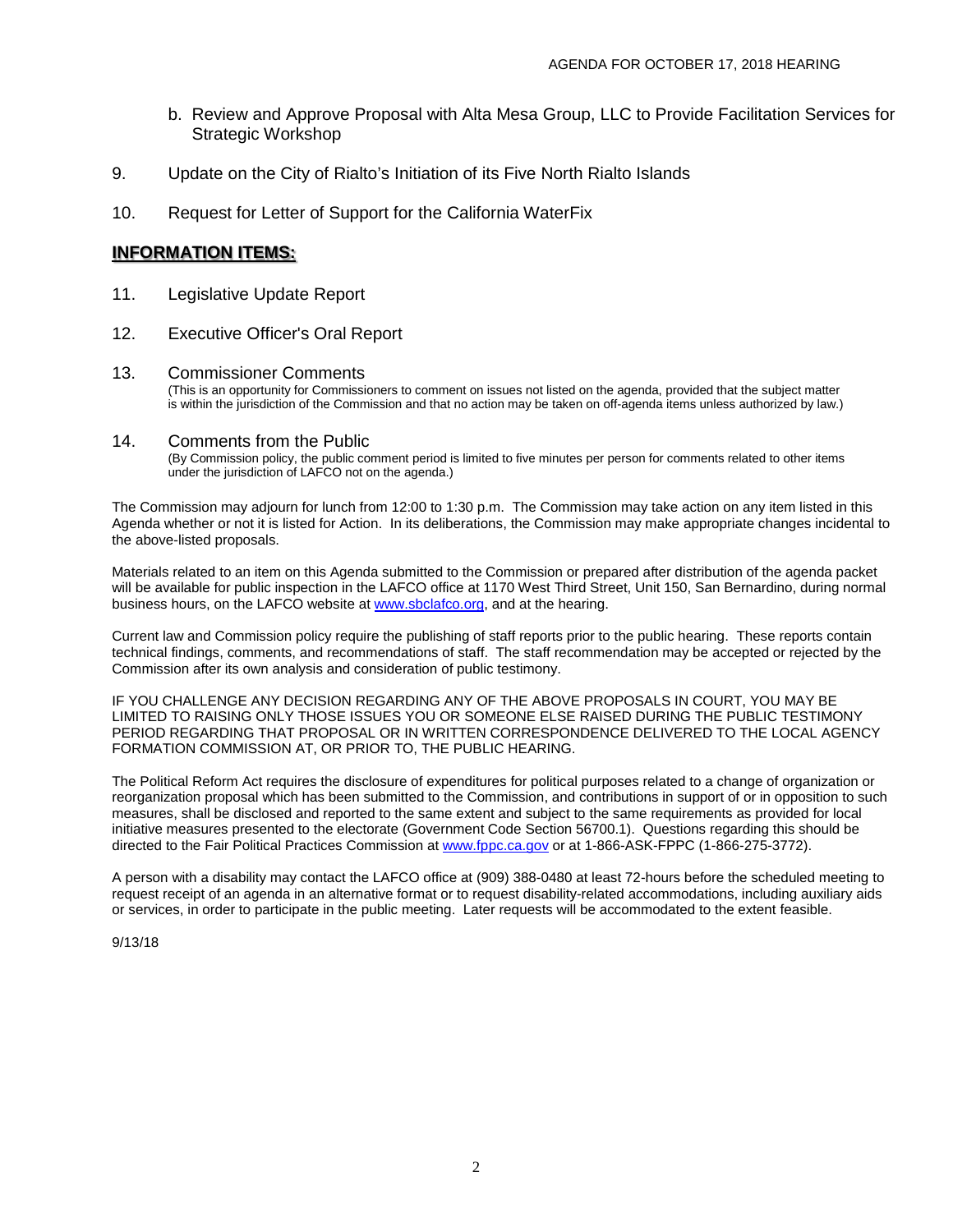b. Review and Approve Proposal with Alta Mesa Group, LLC to Provide Facilitation Services for Strategic Workshop

9. Update on the City of Rialto's Initiation of its Five North Rialto Islands

10. Request for Letter of Support for the California WaterFix

## INFORMATION ITEMS:

11. Legislative Update Report

12. Executive Officer's Oral Report

13. Commissioner Comments
(This is an opportunity for Commissioners to comment on issues not listed on the agenda, provided that the subject matter is within the jurisdiction of the Commission and that no action may be taken on off-agenda items unless authorized by law.)

14. Comments from the Public
(By Commission policy, the public comment period is limited to five minutes per person for comments related to other items under the jurisdiction of LAFCO not on the agenda.)

The Commission may adjourn for lunch from 12:00 to 1:30 p.m. The Commission may take action on any item listed in this Agenda whether or not it is listed for Action. In its deliberations, the Commission may make appropriate changes incidental to the above-listed proposals.

Materials related to an item on this Agenda submitted to the Commission or prepared after distribution of the agenda packet will be available for public inspection in the LAFCO office at 1170 West Third Street, Unit 150, San Bernardino, during normal business hours, on the LAFCO website at www.sbclafco.org, and at the hearing.

Current law and Commission policy require the publishing of staff reports prior to the public hearing. These reports contain technical findings, comments, and recommendations of staff. The staff recommendation may be accepted or rejected by the Commission after its own analysis and consideration of public testimony.

IF YOU CHALLENGE ANY DECISION REGARDING ANY OF THE ABOVE PROPOSALS IN COURT, YOU MAY BE LIMITED TO RAISING ONLY THOSE ISSUES YOU OR SOMEONE ELSE RAISED DURING THE PUBLIC TESTIMONY PERIOD REGARDING THAT PROPOSAL OR IN WRITTEN CORRESPONDENCE DELIVERED TO THE LOCAL AGENCY FORMATION COMMISSION AT, OR PRIOR TO, THE PUBLIC HEARING.

The Political Reform Act requires the disclosure of expenditures for political purposes related to a change of organization or reorganization proposal which has been submitted to the Commission, and contributions in support of or in opposition to such measures, shall be disclosed and reported to the same extent and subject to the same requirements as provided for local initiative measures presented to the electorate (Government Code Section 56700.1). Questions regarding this should be directed to the Fair Political Practices Commission at www.fppc.ca.gov or at 1-866-ASK-FPPC (1-866-275-3772).

A person with a disability may contact the LAFCO office at (909) 388-0480 at least 72-hours before the scheduled meeting to request receipt of an agenda in an alternative format or to request disability-related accommodations, including auxiliary aids or services, in order to participate in the public meeting. Later requests will be accommodated to the extent feasible.

9/13/18